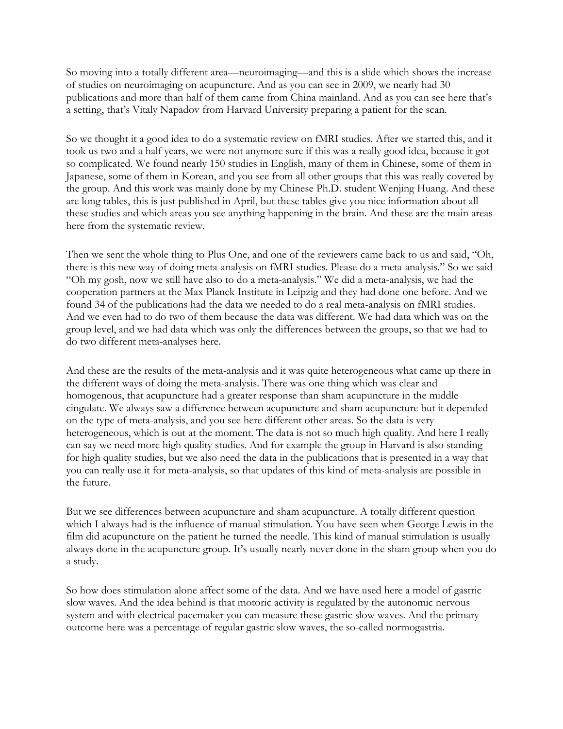So moving into a totally different area—neuroimaging—and this is a slide which shows the increase of studies on neuroimaging on acupuncture. And as you can see in 2009, we nearly had 30 publications and more than half of them came from China mainland. And as you can see here that's a setting, that's Vitaly Napadov from Harvard University preparing a patient for the scan.

So we thought it a good idea to do a systematic review on fMRI studies. After we started this, and it took us two and a half years, we were not anymore sure if this was a really good idea, because it got so complicated. We found nearly 150 studies in English, many of them in Chinese, some of them in Japanese, some of them in Korean, and you see from all other groups that this was really covered by the group. And this work was mainly done by my Chinese Ph.D. student Wenjing Huang. And these are long tables, this is just published in April, but these tables give you nice information about all these studies and which areas you see anything happening in the brain. And these are the main areas here from the systematic review.

Then we sent the whole thing to Plus One, and one of the reviewers came back to us and said, "Oh, there is this new way of doing meta-analysis on fMRI studies. Please do a meta-analysis." So we said "Oh my gosh, now we still have also to do a meta-analysis." We did a meta-analysis, we had the cooperation partners at the Max Planck Institute in Leipzig and they had done one before. And we found 34 of the publications had the data we needed to do a real meta-analysis on fMRI studies. And we even had to do two of them because the data was different. We had data which was on the group level, and we had data which was only the differences between the groups, so that we had to do two different meta-analyses here.

And these are the results of the meta-analysis and it was quite heterogeneous what came up there in the different ways of doing the meta-analysis. There was one thing which was clear and homogenous, that acupuncture had a greater response than sham acupuncture in the middle cingulate. We always saw a difference between acupuncture and sham acupuncture but it depended on the type of meta-analysis, and you see here different other areas. So the data is very heterogeneous, which is out at the moment. The data is not so much high quality. And here I really can say we need more high quality studies. And for example the group in Harvard is also standing for high quality studies, but we also need the data in the publications that is presented in a way that you can really use it for meta-analysis, so that updates of this kind of meta-analysis are possible in the future.

But we see differences between acupuncture and sham acupuncture. A totally different question which I always had is the influence of manual stimulation. You have seen when George Lewis in the film did acupuncture on the patient he turned the needle. This kind of manual stimulation is usually always done in the acupuncture group. It's usually nearly never done in the sham group when you do a study.

So how does stimulation alone affect some of the data. And we have used here a model of gastric slow waves. And the idea behind is that motoric activity is regulated by the autonomic nervous system and with electrical pacemaker you can measure these gastric slow waves. And the primary outcome here was a percentage of regular gastric slow waves, the so-called normogastria.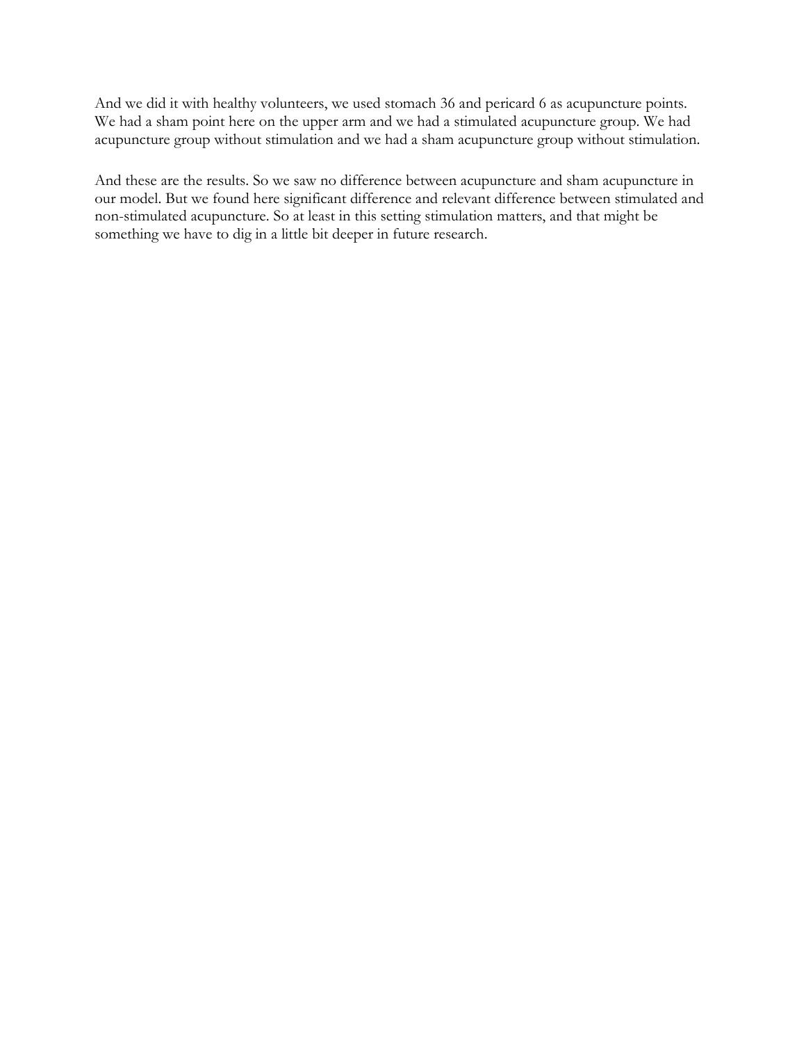And we did it with healthy volunteers, we used stomach 36 and pericard 6 as acupuncture points. We had a sham point here on the upper arm and we had a stimulated acupuncture group. We had acupuncture group without stimulation and we had a sham acupuncture group without stimulation.

And these are the results. So we saw no difference between acupuncture and sham acupuncture in our model. But we found here significant difference and relevant difference between stimulated and non-stimulated acupuncture. So at least in this setting stimulation matters, and that might be something we have to dig in a little bit deeper in future research.